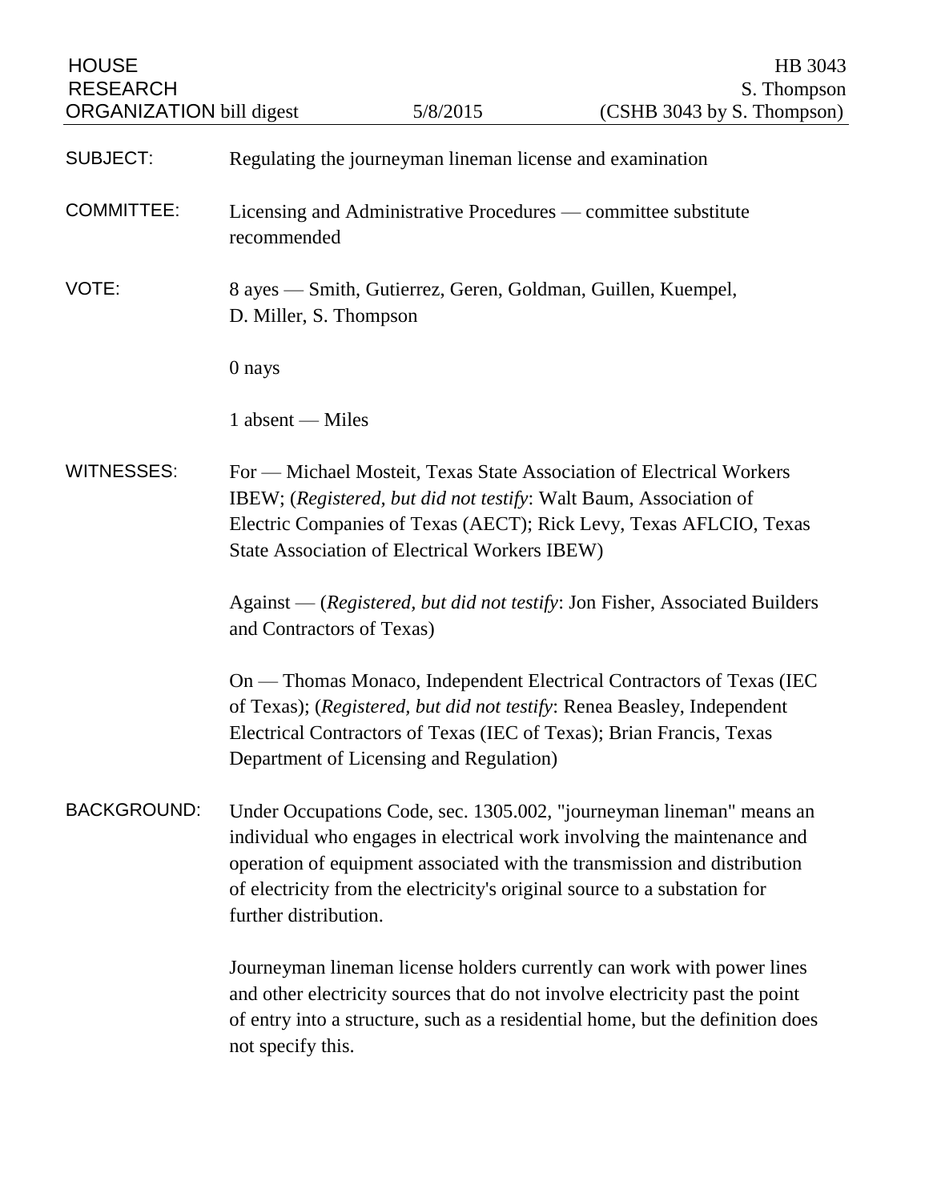HOUSE RESEARCH ORGANIZATION bill digest | 5/8/2015 | HB 3043 S. Thompson (CSHB 3043 by S. Thompson)

**SUBJECT:** Regulating the journeyman lineman license and examination

**COMMITTEE:** Licensing and Administrative Procedures — committee substitute recommended

**VOTE:** 8 ayes — Smith, Gutierrez, Geren, Goldman, Guillen, Kuempel, D. Miller, S. Thompson

0 nays

1 absent — Miles

**WITNESSES:** For — Michael Mosteit, Texas State Association of Electrical Workers IBEW; (*Registered, but did not testify*: Walt Baum, Association of Electric Companies of Texas (AECT); Rick Levy, Texas AFLCIO, Texas State Association of Electrical Workers IBEW)

Against — (*Registered, but did not testify*: Jon Fisher, Associated Builders and Contractors of Texas)

On — Thomas Monaco, Independent Electrical Contractors of Texas (IEC of Texas); (*Registered, but did not testify*: Renea Beasley, Independent Electrical Contractors of Texas (IEC of Texas); Brian Francis, Texas Department of Licensing and Regulation)

**BACKGROUND:** Under Occupations Code, sec. 1305.002, "journeyman lineman" means an individual who engages in electrical work involving the maintenance and operation of equipment associated with the transmission and distribution of electricity from the electricity's original source to a substation for further distribution.

Journeyman lineman license holders currently can work with power lines and other electricity sources that do not involve electricity past the point of entry into a structure, such as a residential home, but the definition does not specify this.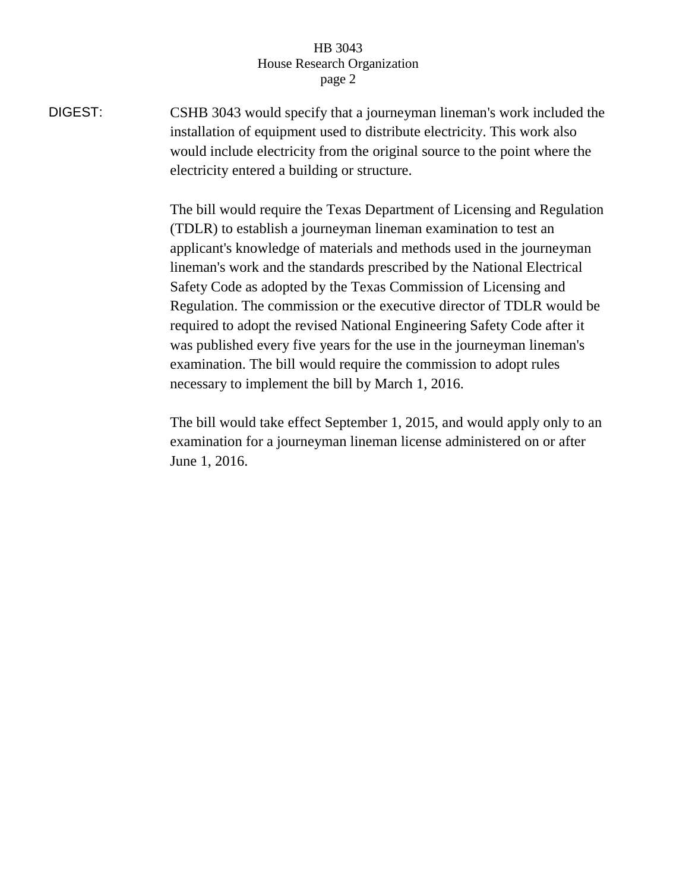DIGEST: CSHB 3043 would specify that a journeyman lineman's work included the installation of equipment used to distribute electricity. This work also would include electricity from the original source to the point where the electricity entered a building or structure.

The bill would require the Texas Department of Licensing and Regulation (TDLR) to establish a journeyman lineman examination to test an applicant's knowledge of materials and methods used in the journeyman lineman's work and the standards prescribed by the National Electrical Safety Code as adopted by the Texas Commission of Licensing and Regulation. The commission or the executive director of TDLR would be required to adopt the revised National Engineering Safety Code after it was published every five years for the use in the journeyman lineman's examination. The bill would require the commission to adopt rules necessary to implement the bill by March 1, 2016.

The bill would take effect September 1, 2015, and would apply only to an examination for a journeyman lineman license administered on or after June 1, 2016.